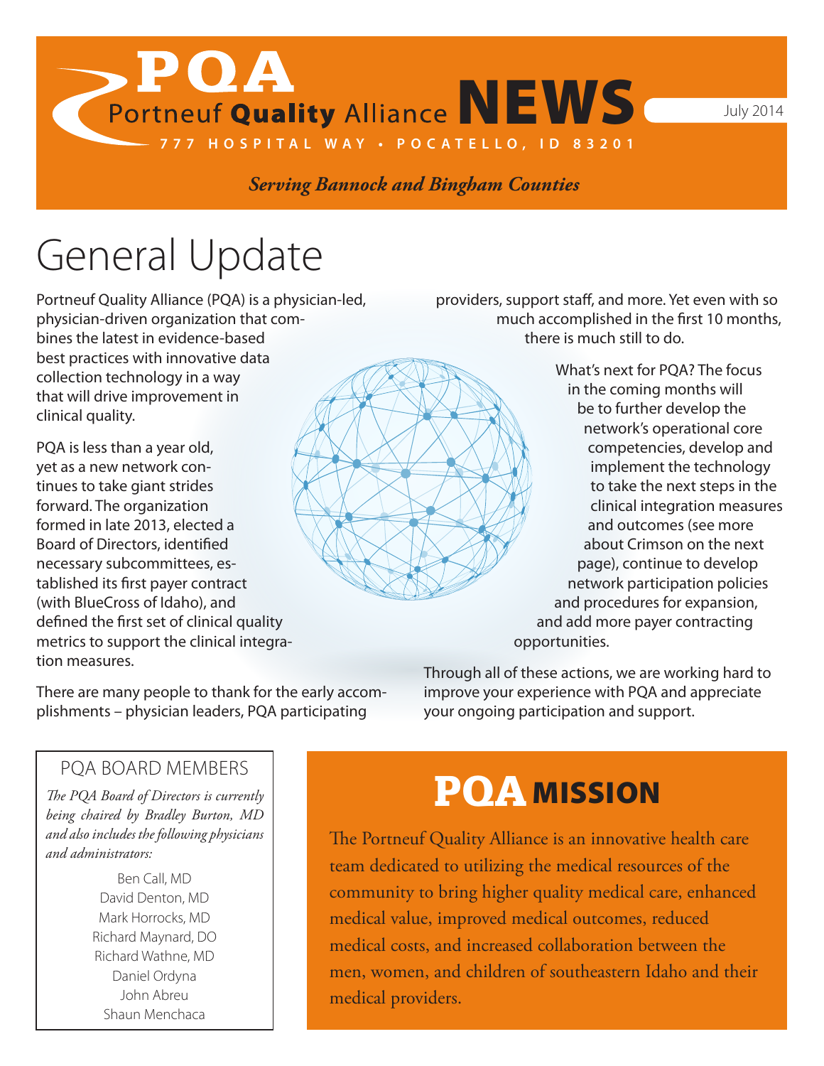# PQA Portneuf Quality Alliance NEWS

July 2014

777 HOSPITAL WAY • POCATELLO, ID 83201

*Serving Bannock and Bingham Counties*

## General Update

Portneuf Quality Alliance (PQA) is a physician-led, physician-driven organization that combines the latest in evidence-based best practices with innovative data collection technology in a way that will drive improvement in clinical quality.

PQA is less than a year old, yet as a new network continues to take giant strides forward. The organization formed in late 2013, elected a Board of Directors, identified necessary subcommittees, established its first payer contract (with BlueCross of Idaho), and defined the first set of clinical quality metrics to support the clinical integration measures.

There are many people to thank for the early accomplishments – physician leaders, PQA participating providers, support staff, and more. Yet even with so much accomplished in the first 10 months, there is much still to do.

What's next for PQA? The focus in the coming months will be to further develop the network's operational core competencies, develop and implement the technology to take the next steps in the clinical integration measures and outcomes (see more about Crimson on the next page), continue to develop network participation policies and procedures for expansion, and add more payer contracting opportunities.

Through all of these actions, we are working hard to improve your experience with PQA and appreciate your ongoing participation and support.

### PQA BOARD MEMBERS

*The PQA Board of Directors is currently being chaired by Bradley Burton, MD and also includes the following physicians and administrators:*

Ben Call, MD
David Denton, MD
Mark Horrocks, MD
Richard Maynard, DO
Richard Wathne, MD
Daniel Ordyna
John Abreu
Shaun Menchaca

### PQA MISSION

The Portneuf Quality Alliance is an innovative health care team dedicated to utilizing the medical resources of the community to bring higher quality medical care, enhanced medical value, improved medical outcomes, reduced medical costs, and increased collaboration between the men, women, and children of southeastern Idaho and their medical providers.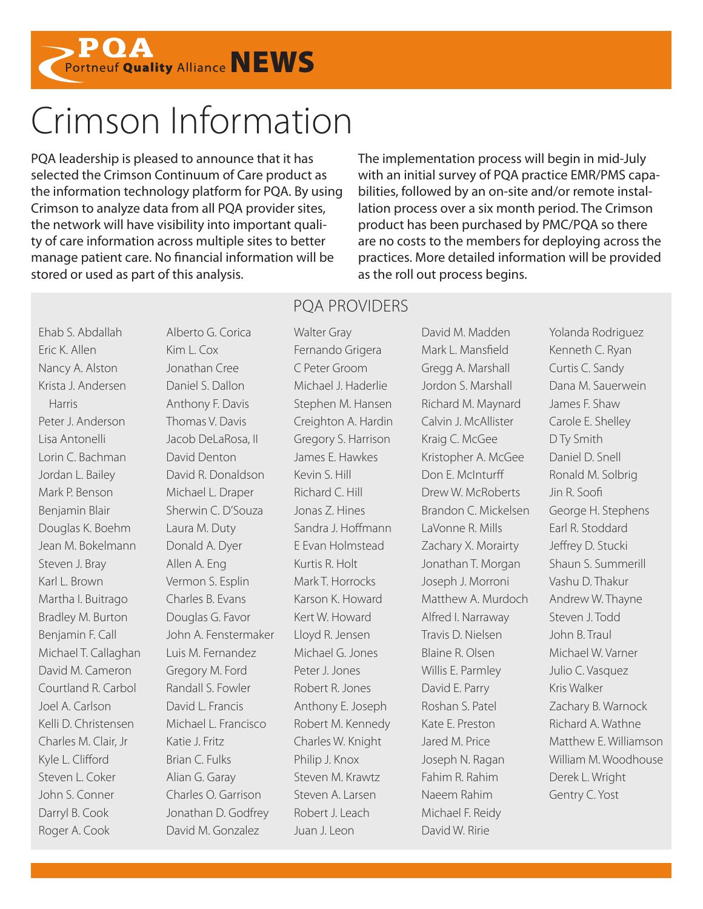# Crimson Information

PQA leadership is pleased to announce that it has selected the Crimson Continuum of Care product as the information technology platform for PQA. By using Crimson to analyze data from all PQA provider sites, the network will have visibility into important quality of care information across multiple sites to better manage patient care. No financial information will be stored or used as part of this analysis.

The implementation process will begin in mid-July with an initial survey of PQA practice EMR/PMS capabilities, followed by an on-site and/or remote installation process over a six month period. The Crimson product has been purchased by PMC/PQA so there are no costs to the members for deploying across the practices. More detailed information will be provided as the roll out process begins.

## PQA PROVIDERS

Ehab S. Abdallah
Eric K. Allen
Nancy A. Alston
Krista J. Andersen Harris
Peter J. Anderson
Lisa Antonelli
Lorin C. Bachman
Jordan L. Bailey
Mark P. Benson
Benjamin Blair
Douglas K. Boehm
Jean M. Bokelmann
Steven J. Bray
Karl L. Brown
Martha I. Buitrago
Bradley M. Burton
Benjamin F. Call
Michael T. Callaghan
David M. Cameron
Courtland R. Carbol
Joel A. Carlson
Kelli D. Christensen
Charles M. Clair, Jr
Kyle L. Clifford
Steven L. Coker
John S. Conner
Darryl B. Cook
Roger A. Cook
Alberto G. Corica
Kim L. Cox
Jonathan Cree
Daniel S. Dallon
Anthony F. Davis
Thomas V. Davis
Jacob DeLaRosa, II
David Denton
David R. Donaldson
Michael L. Draper
Sherwin C. D'Souza
Laura M. Duty
Donald A. Dyer
Allen A. Eng
Vermon S. Esplin
Charles B. Evans
Douglas G. Favor
John A. Fenstermaker
Luis M. Fernandez
Gregory M. Ford
Randall S. Fowler
David L. Francis
Michael L. Francisco
Katie J. Fritz
Brian C. Fulks
Alian G. Garay
Charles O. Garrison
Jonathan D. Godfrey
David M. Gonzalez
Walter Gray
Fernando Grigera
C Peter Groom
Michael J. Haderlie
Stephen M. Hansen
Creighton A. Hardin
Gregory S. Harrison
James E. Hawkes
Kevin S. Hill
Richard C. Hill
Jonas Z. Hines
Sandra J. Hoffmann
E Evan Holmstead
Kurtis R. Holt
Mark T. Horrocks
Karson K. Howard
Kert W. Howard
Lloyd R. Jensen
Michael G. Jones
Peter J. Jones
Robert R. Jones
Anthony E. Joseph
Robert M. Kennedy
Charles W. Knight
Philip J. Knox
Steven M. Krawtz
Steven A. Larsen
Robert J. Leach
Juan J. Leon
David M. Madden
Mark L. Mansfield
Gregg A. Marshall
Jordon S. Marshall
Richard M. Maynard
Calvin J. McAllister
Kraig C. McGee
Kristopher A. McGee
Don E. McInturff
Drew W. McRoberts
Brandon C. Mickelsen
LaVonne R. Mills
Zachary X. Morairty
Jonathan T. Morgan
Joseph J. Morroni
Matthew A. Murdoch
Alfred I. Narraway
Travis D. Nielsen
Blaine R. Olsen
Willis E. Parmley
David E. Parry
Roshan S. Patel
Kate E. Preston
Jared M. Price
Joseph N. Ragan
Fahim R. Rahim
Naeem Rahim
Michael F. Reidy
David W. Ririe
Yolanda Rodriguez
Kenneth C. Ryan
Curtis C. Sandy
Dana M. Sauerwein
James F. Shaw
Carole E. Shelley
D Ty Smith
Daniel D. Snell
Ronald M. Solbrig
Jin R. Soofi
George H. Stephens
Earl R. Stoddard
Jeffrey D. Stucki
Shaun S. Summerill
Vashu D. Thakur
Andrew W. Thayne
Steven J. Todd
John B. Traul
Michael W. Varner
Julio C. Vasquez
Kris Walker
Zachary B. Warnock
Richard A. Wathne
Matthew E. Williamson
William M. Woodhouse
Derek L. Wright
Gentry C. Yost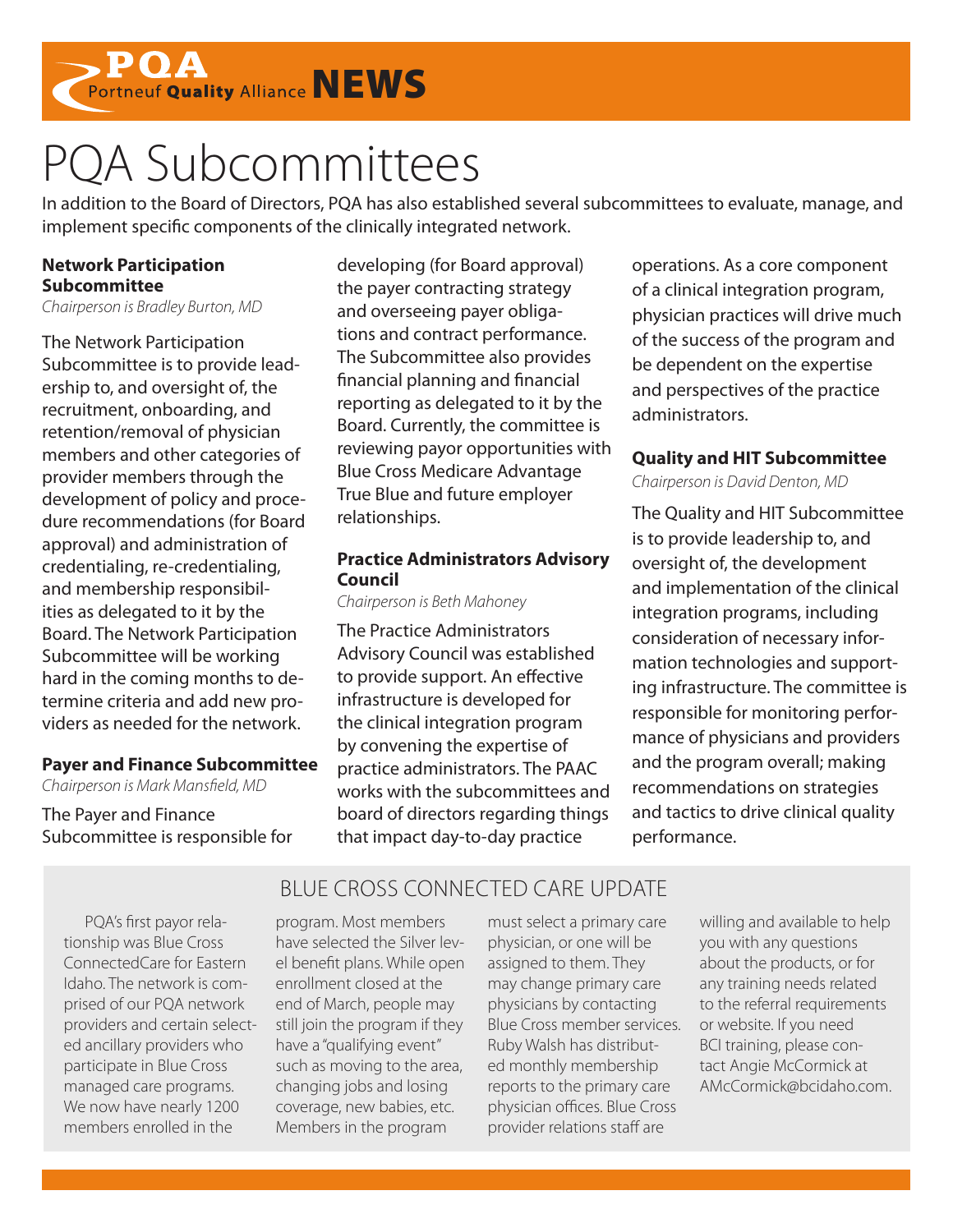# PQA Subcommittees

In addition to the Board of Directors, PQA has also established several subcommittees to evaluate, manage, and implement specific components of the clinically integrated network.

### Network Participation Subcommittee

*Chairperson is Bradley Burton, MD*

The Network Participation Subcommittee is to provide leadership to, and oversight of, the recruitment, onboarding, and retention/removal of physician members and other categories of provider members through the development of policy and procedure recommendations (for Board approval) and administration of credentialing, re-credentialing, and membership responsibilities as delegated to it by the Board. The Network Participation Subcommittee will be working hard in the coming months to determine criteria and add new providers as needed for the network.

### Payer and Finance Subcommittee

*Chairperson is Mark Mansfield, MD*

The Payer and Finance Subcommittee is responsible for developing (for Board approval) the payer contracting strategy and overseeing payer obligations and contract performance. The Subcommittee also provides financial planning and financial reporting as delegated to it by the Board. Currently, the committee is reviewing payor opportunities with Blue Cross Medicare Advantage True Blue and future employer relationships.

### Practice Administrators Advisory Council

*Chairperson is Beth Mahoney*

The Practice Administrators Advisory Council was established to provide support. An effective infrastructure is developed for the clinical integration program by convening the expertise of practice administrators. The PAAC works with the subcommittees and board of directors regarding things that impact day-to-day practice operations. As a core component of a clinical integration program, physician practices will drive much of the success of the program and be dependent on the expertise and perspectives of the practice administrators.

### Quality and HIT Subcommittee

*Chairperson is David Denton, MD*

The Quality and HIT Subcommittee is to provide leadership to, and oversight of, the development and implementation of the clinical integration programs, including consideration of necessary information technologies and supporting infrastructure. The committee is responsible for monitoring performance of physicians and providers and the program overall; making recommendations on strategies and tactics to drive clinical quality performance.

## BLUE CROSS CONNECTED CARE UPDATE

PQA's first payor relationship was Blue Cross ConnectedCare for Eastern Idaho. The network is comprised of our PQA network providers and certain selected ancillary providers who participate in Blue Cross managed care programs. We now have nearly 1200 members enrolled in the program. Most members have selected the Silver level benefit plans. While open enrollment closed at the end of March, people may still join the program if they have a "qualifying event" such as moving to the area, changing jobs and losing coverage, new babies, etc. Members in the program must select a primary care physician, or one will be assigned to them. They may change primary care physicians by contacting Blue Cross member services. Ruby Walsh has distributed monthly membership reports to the primary care physician offices. Blue Cross provider relations staff are willing and available to help you with any questions about the products, or for any training needs related to the referral requirements or website. If you need BCI training, please contact Angie McCormick at AMcCormick@bcidaho.com.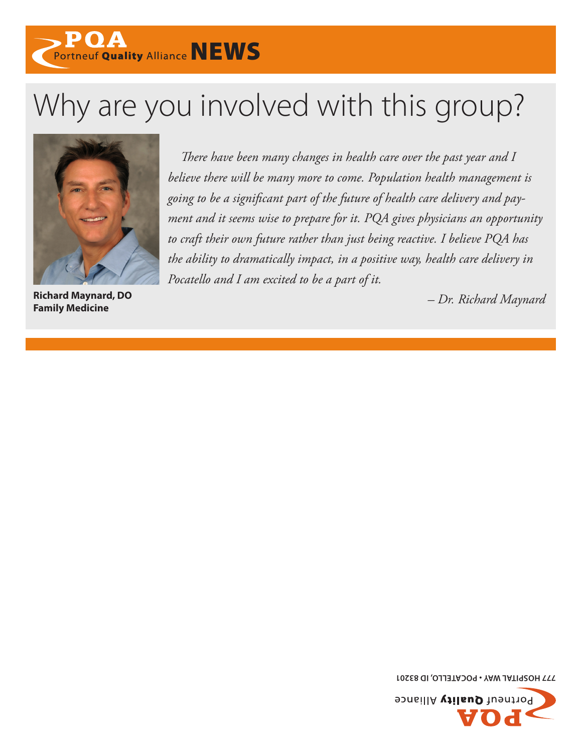PQA Portneuf **Quality** Alliance **NEWS**

# Why are you involved with this group?

*There have been many changes in health care over the past year and I believe there will be many more to come. Population health management is going to be a significant part of the future of health care delivery and payment and it seems wise to prepare for it. PQA gives physicians an opportunity to craft their own future rather than just being reactive. I believe PQA has the ability to dramatically impact, in a positive way, health care delivery in Pocatello and I am excited to be a part of it.*

*– Dr. Richard Maynard*

**Richard Maynard, DO**
**Family Medicine**

777 HOSPITAL WAY • POCATELLO, ID 83201

PQA Portneuf **Quality** Alliance